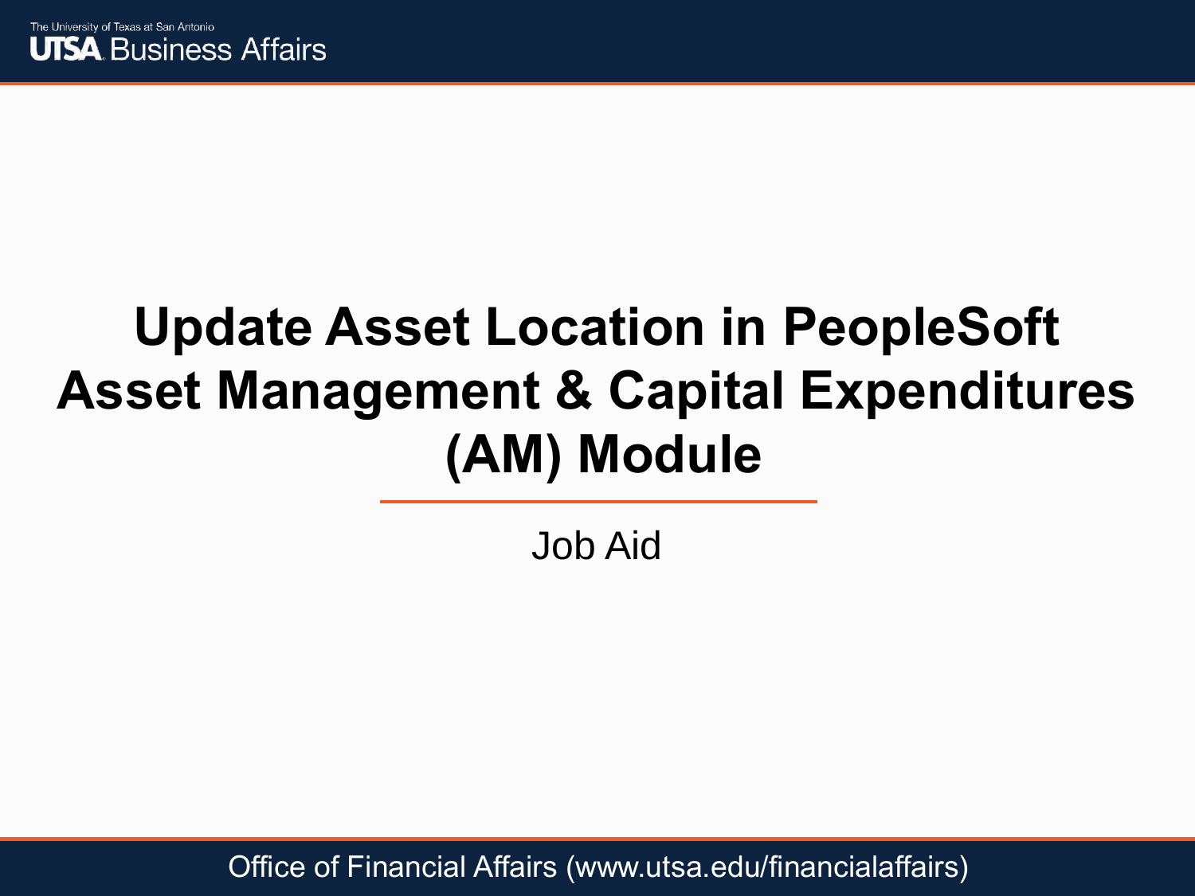# Update Asset Location in PeopleSoft Asset Management & Capital Expenditures (AM) Module

Job Aid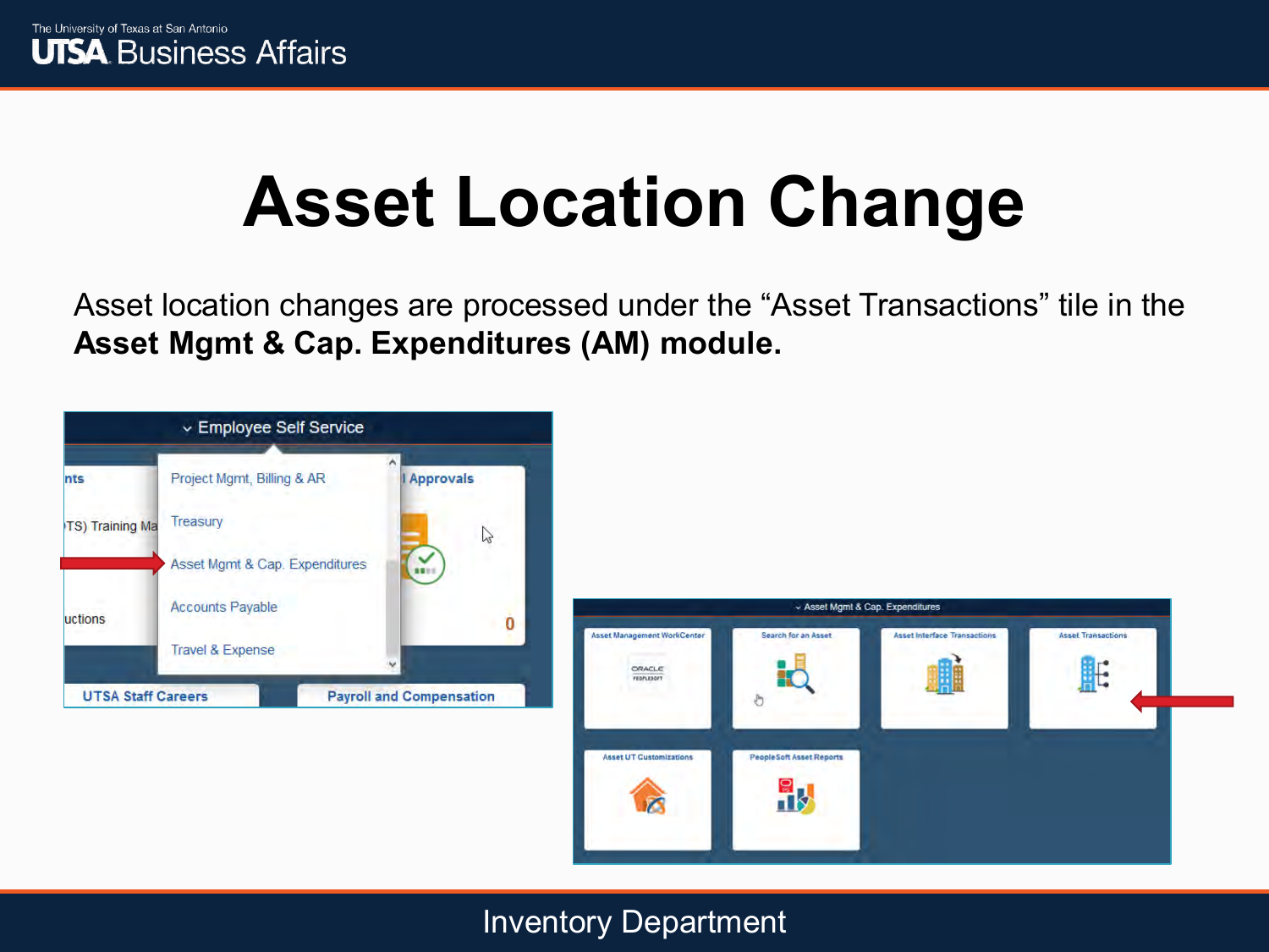# Asset Location Change

Asset location changes are processed under the “Asset Transactions” tile in the **Asset Mgmt & Cap. Expenditures (AM) module.**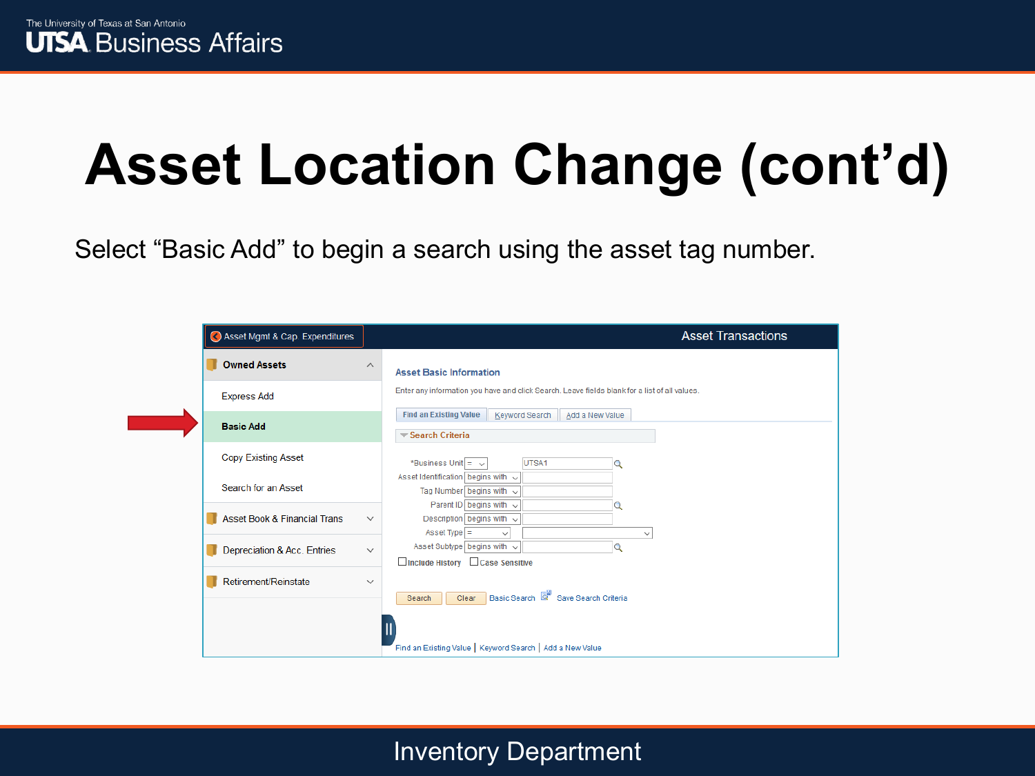# Asset Location Change (cont’d)

Select “Basic Add” to begin a search using the asset tag number.

Asset Mgmt & Cap. Expenditures

Asset Transactions

**Owned Assets**

Express Add

**Basic Add**

Copy Existing Asset

Search for an Asset

Asset Book & Financial Trans

Depreciation & Acc. Entries

Retirement/Reinstate

**Asset Basic Information**

Enter any information you have and click Search. Leave fields blank for a list of all values.

Find an Existing Value | Keyword Search | Add a New Value

**Search Criteria**

| Field | Operator | Value |
|---|---|---|
| *Business Unit | = | UTSA1 |
| Asset Identification | begins with | |
| Tag Number | begins with | |
| Parent ID | begins with | |
| Description | begins with | |
| Asset Type | = | |
| Asset Subtype | begins with | |

☐ Include History ☐ Case Sensitive

Search | Clear | Basic Search | Save Search Criteria

Find an Existing Value | Keyword Search | Add a New Value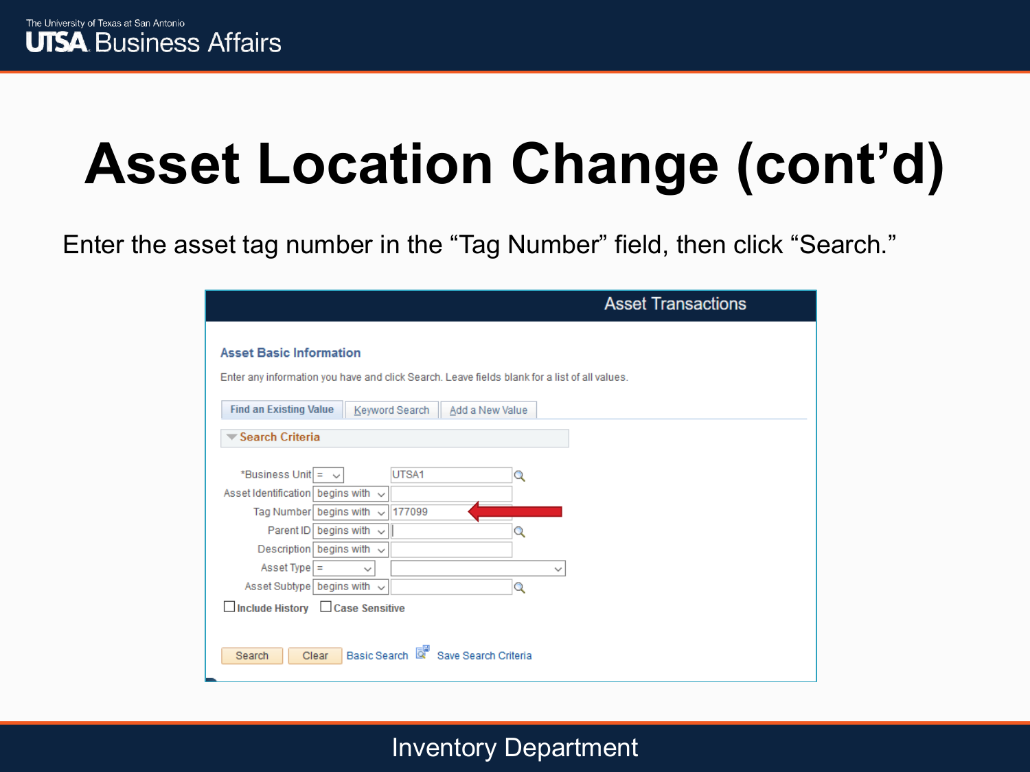# Asset Location Change (cont'd)

Enter the asset tag number in the "Tag Number" field, then click "Search."

**Asset Transactions**

**Asset Basic Information**

Enter any information you have and click Search. Leave fields blank for a list of all values.

Find an Existing Value | Keyword Search | Add a New Value

**Search Criteria**

| Field | Operator | Value |
|---|---|---|
| *Business Unit | = | UTSA1 |
| Asset Identification | begins with | |
| Tag Number | begins with | 177099 |
| Parent ID | begins with | |
| Description | begins with | |
| Asset Type | = | |
| Asset Subtype | begins with | |

☐ Include History ☐ Case Sensitive

Search | Clear | Basic Search | Save Search Criteria

Inventory Department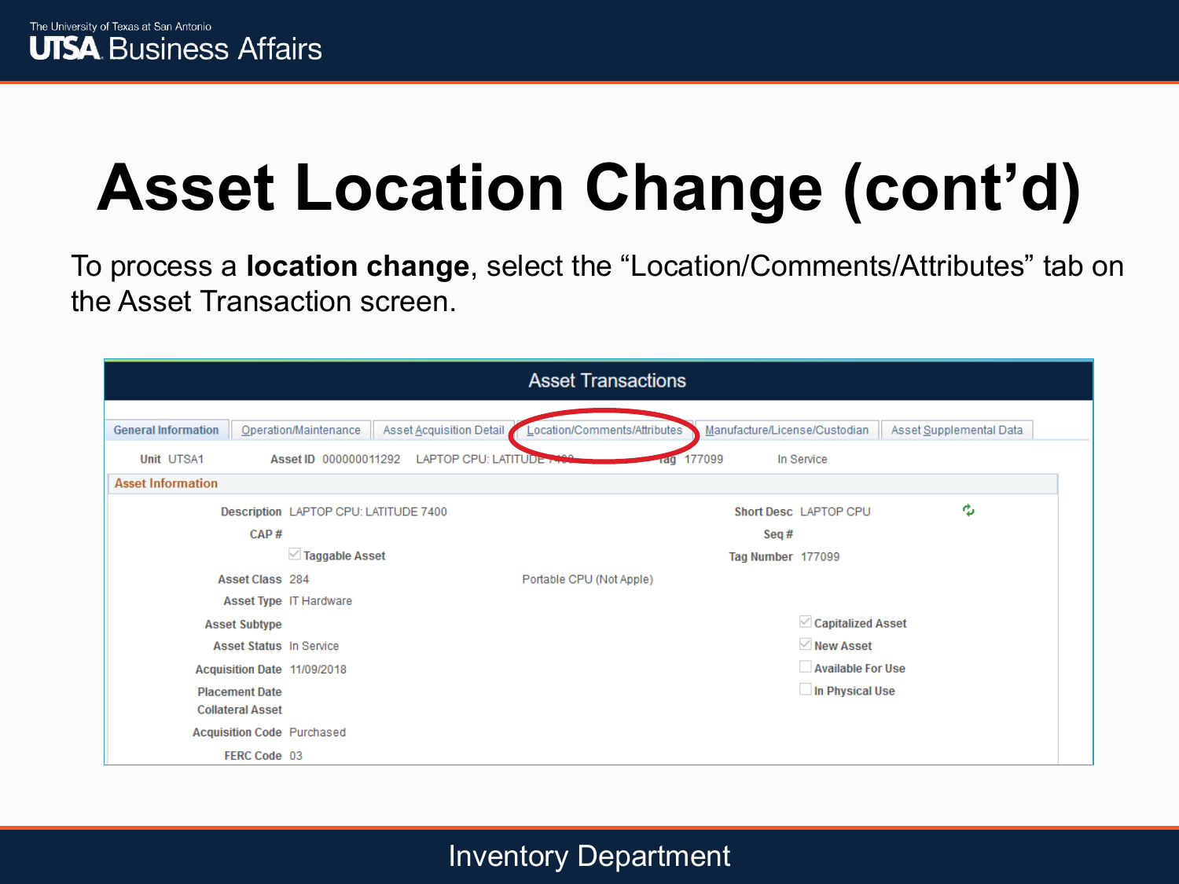# Asset Location Change (cont'd)

To process a **location change**, select the "Location/Comments/Attributes" tab on the Asset Transaction screen.

## Asset Transactions

General Information | Operation/Maintenance | Asset Acquisition Detail | Location/Comments/Attributes | Manufacture/License/Custodian | Asset Supplemental Data

**Unit** UTSA1 **Asset ID** 000000011292 LAPTOP CPU: LATITUDE 7400 **Tag** 177099 In Service

### Asset Information

**Description** LAPTOP CPU: LATITUDE 7400

**Short Desc** LAPTOP CPU

**CAP #**

**Seq #**

☑ Taggable Asset

**Tag Number** 177099

**Asset Class** 284 Portable CPU (Not Apple)

**Asset Type** IT Hardware

**Asset Subtype**

☑ Capitalized Asset

**Asset Status** In Service

☑ New Asset

**Acquisition Date** 11/09/2018

☐ Available For Use

**Placement Date**

☐ In Physical Use

**Collateral Asset**

**Acquisition Code** Purchased

**FERC Code** 03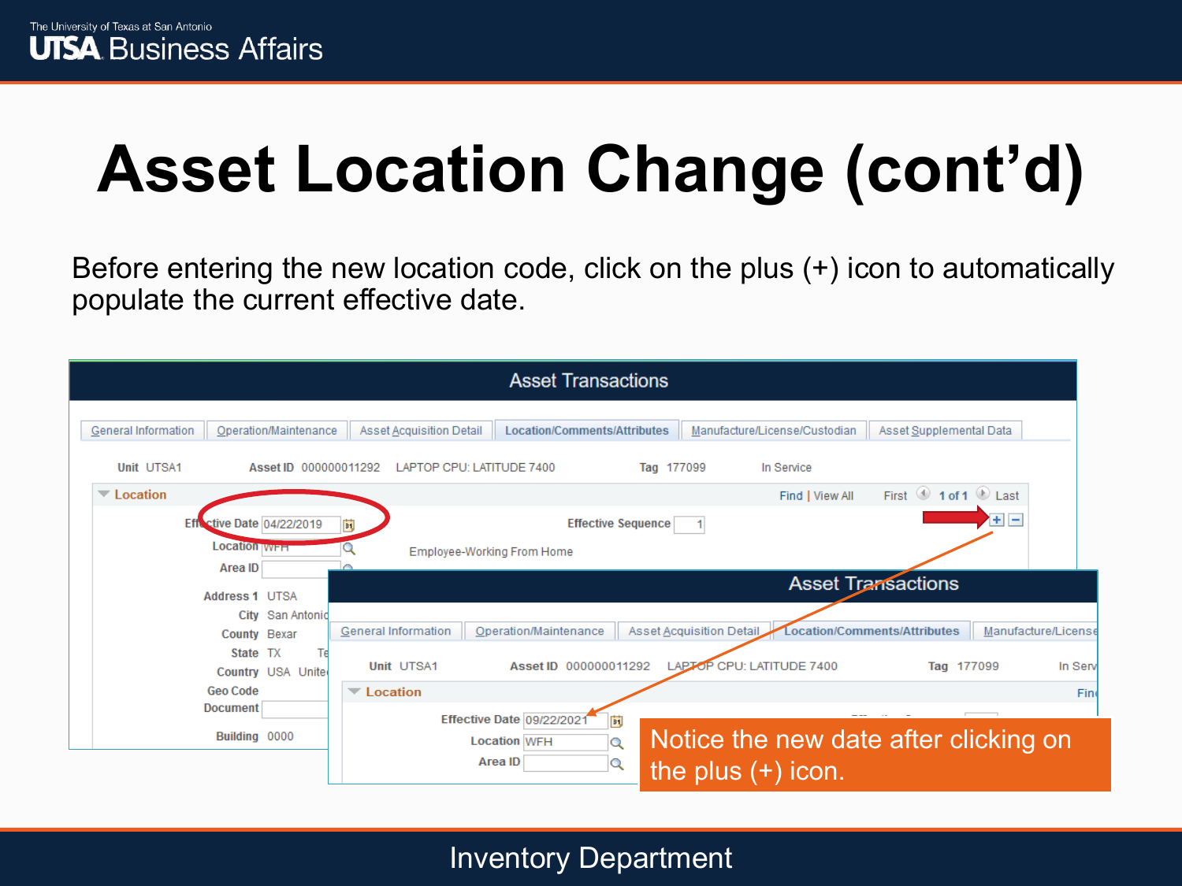# Asset Location Change (cont'd)

Before entering the new location code, click on the plus (+) icon to automatically populate the current effective date.

Asset Transactions

General Information | Operation/Maintenance | Asset Acquisition Detail | Location/Comments/Attributes | Manufacture/License/Custodian | Asset Supplemental Data

Unit UTSA1 Asset ID 000000011292 LAPTOP CPU: LATITUDE 7400 Tag 177099 In Service

Location

Effective Date 04/22/2019 Effective Sequence 1

Location WFH Employee-Working From Home

Area ID

Address 1 UTSA

City San Antonio

County Bexar

State TX

Country USA United

Geo Code

Document

Building 0000

Asset Transactions

General Information | Operation/Maintenance | Asset Acquisition Detail | Location/Comments/Attributes | Manufacture/License

Unit UTSA1 Asset ID 000000011292 LAPTOP CPU: LATITUDE 7400 Tag 177099 In Serv

Location

Effective Date 09/22/2021

Location WFH

Area ID

Notice the new date after clicking on the plus (+) icon.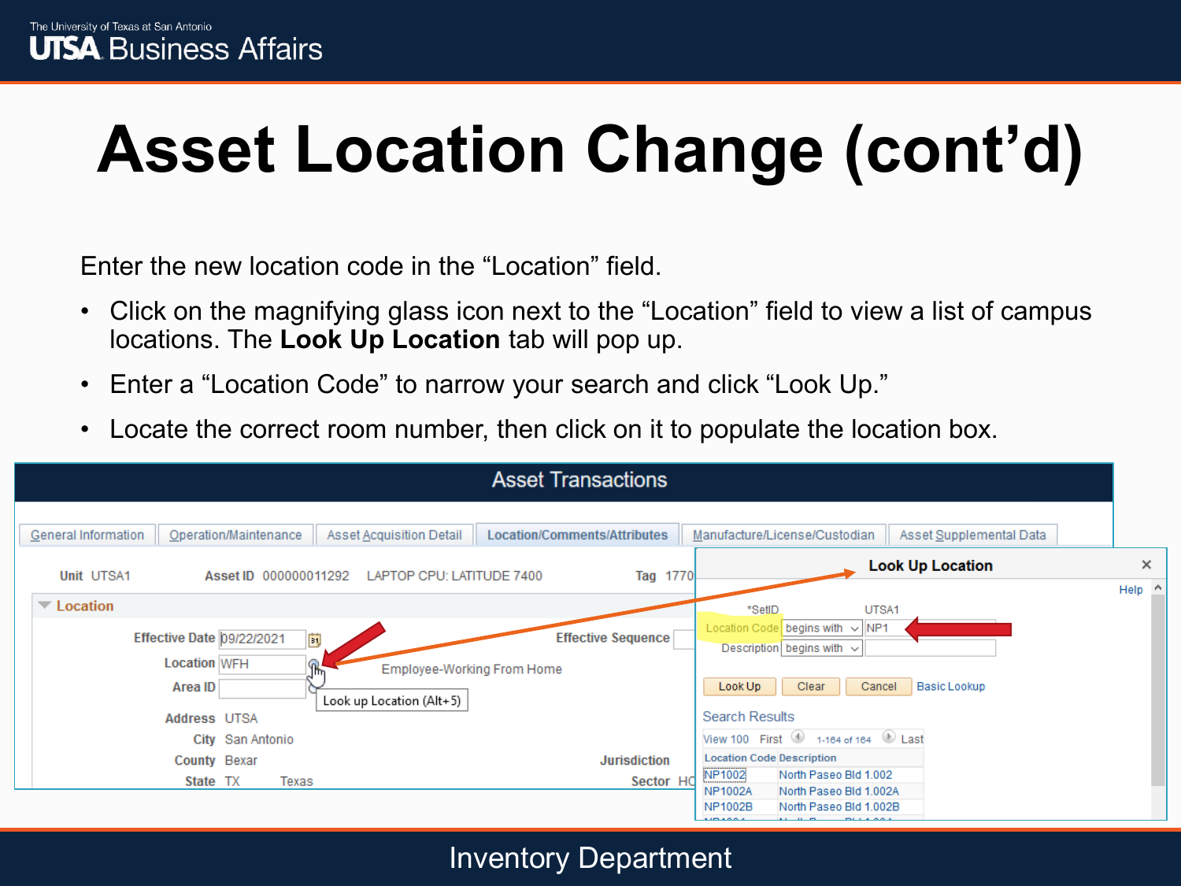# Asset Location Change (cont'd)

Enter the new location code in the "Location" field.

- Click on the magnifying glass icon next to the "Location" field to view a list of campus locations. The **Look Up Location** tab will pop up.
- Enter a "Location Code" to narrow your search and click "Look Up."
- Locate the correct room number, then click on it to populate the location box.

Asset Transactions

General Information | Operation/Maintenance | Asset Acquisition Detail | Location/Comments/Attributes | Manufacture/License/Custodian | Asset Supplemental Data

Unit UTSA1 Asset ID 000000011292 LAPTOP CPU: LATITUDE 7400 Tag 1770

Location

Effective Date 09/22/2021 Effective Sequence

Location WFH Employee-Working From Home

Area ID

Look up Location (Alt+5)

Address UTSA

City San Antonio

County Bexar Jurisdiction

State TX Texas Sector HC

Look Up Location

Help

*SetID UTSA1

Location Code begins with NP1

Description begins with

Look Up | Clear | Cancel | Basic Lookup

Search Results

View 100 First 1-164 of 164 Last

| Location Code | Description |
|---|---|
| NP1002 | North Paseo Bld 1.002 |
| NP1002A | North Paseo Bld 1.002A |
| NP1002B | North Paseo Bld 1.002B |

Inventory Department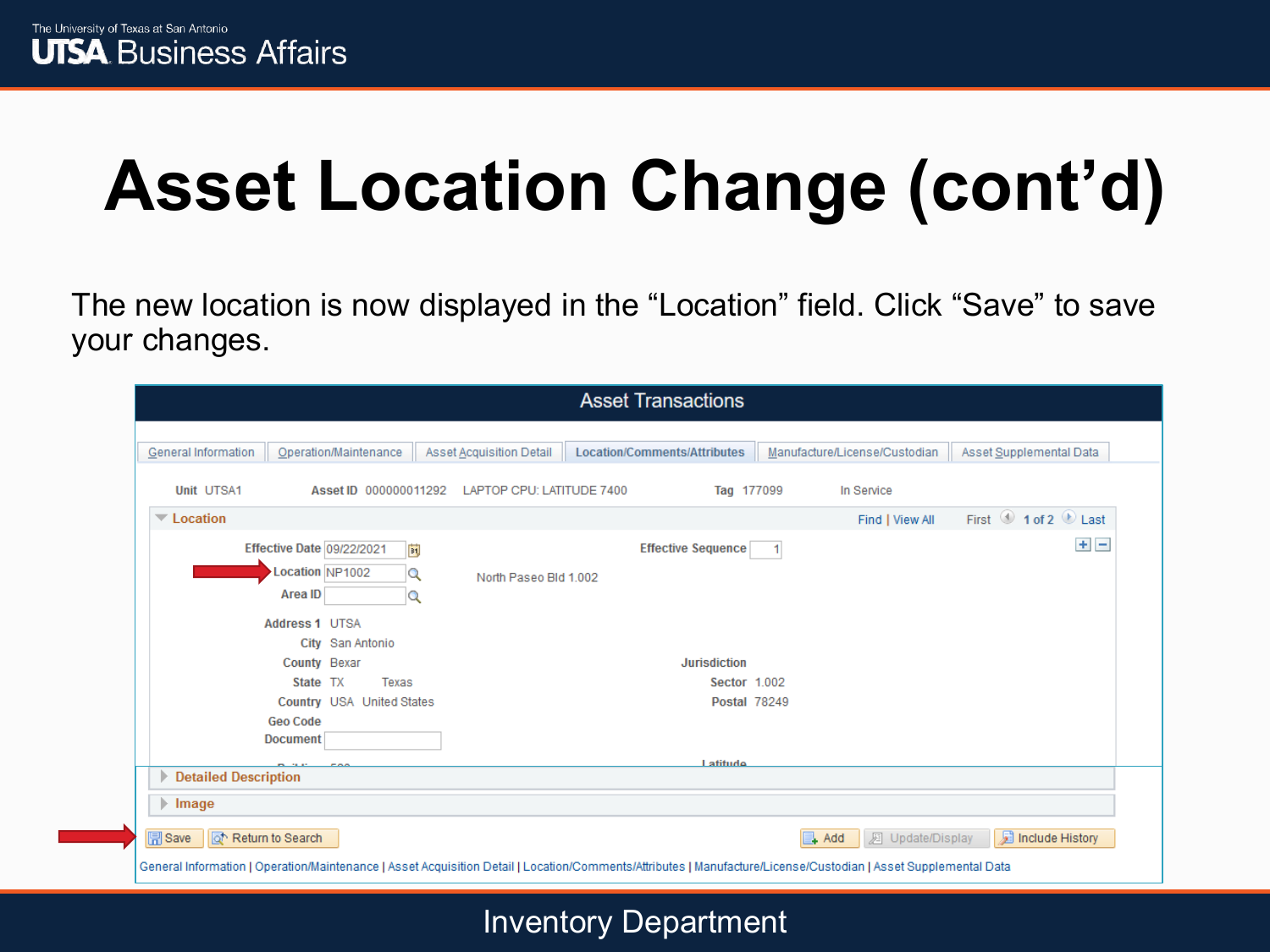# Asset Location Change (cont'd)

The new location is now displayed in the "Location" field. Click "Save" to save your changes.

Asset Transactions

General Information | Operation/Maintenance | Asset Acquisition Detail | Location/Comments/Attributes | Manufacture/License/Custodian | Asset Supplemental Data

Unit UTSA1 Asset ID 000000011292 LAPTOP CPU: LATITUDE 7400 Tag 177099 In Service

Location — Find | View All First 1 of 2 Last

Effective Date 09/22/2021 Effective Sequence 1

Location NP1002 North Paseo Bld 1.002

Area ID

Address 1 UTSA

City San Antonio

County Bexar Jurisdiction

State TX Texas Sector 1.002

Country USA United States Postal 78249

Geo Code

Document

Detailed Description

Image

Save | Return to Search | Add | Update/Display | Include History

General Information | Operation/Maintenance | Asset Acquisition Detail | Location/Comments/Attributes | Manufacture/License/Custodian | Asset Supplemental Data

Inventory Department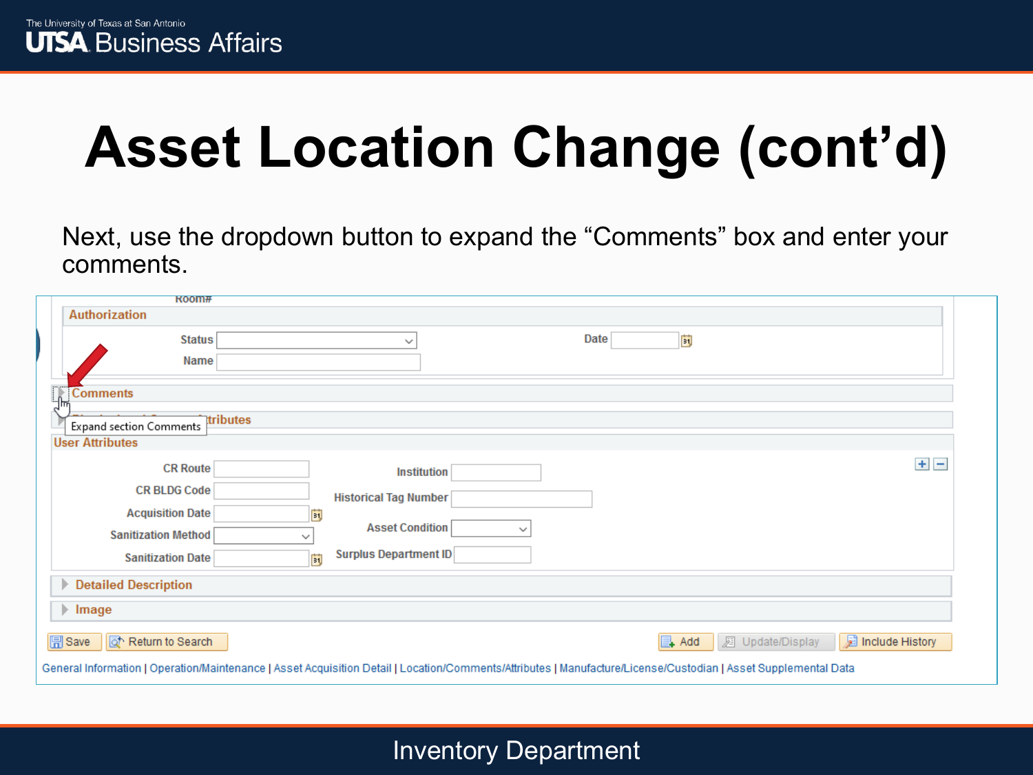# Asset Location Change (cont'd)

Next, use the dropdown button to expand the "Comments" box and enter your comments.

Room#

**Authorization**

Status

Date

Name

Comments

Expand section Comments

...ttributes

**User Attributes**

CR Route

Institution

CR BLDG Code

Historical Tag Number

Acquisition Date

Sanitization Method

Asset Condition

Sanitization Date

Surplus Department ID

Detailed Description

Image

Save | Return to Search | Add | Update/Display | Include History

General Information | Operation/Maintenance | Asset Acquisition Detail | Location/Comments/Attributes | Manufacture/License/Custodian | Asset Supplemental Data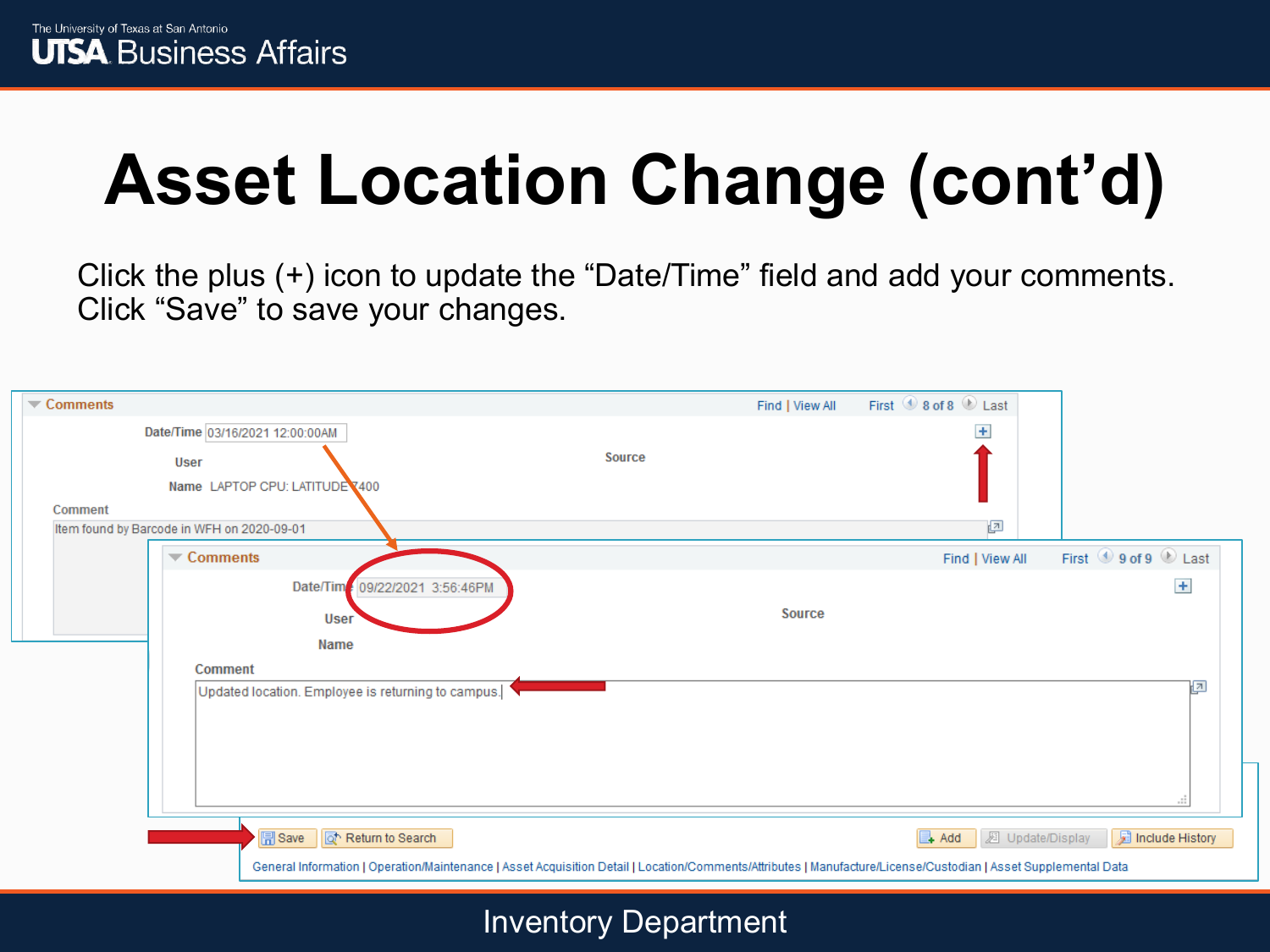# Asset Location Change (cont'd)

Click the plus (+) icon to update the "Date/Time" field and add your comments. Click "Save" to save your changes.

Comments

Find | View All First 8 of 8 Last

Date/Time 03/16/2021 12:00:00AM

User

Source

Name LAPTOP CPU: LATITUDE 7400

Comment

Item found by Barcode in WFH on 2020-09-01

Comments

Find | View All First 9 of 9 Last

Date/Time 09/22/2021 3:56:46PM

User

Source

Name

Comment

Updated location. Employee is returning to campus.

Save Return to Search Add Update/Display Include History

General Information | Operation/Maintenance | Asset Acquisition Detail | Location/Comments/Attributes | Manufacture/License/Custodian | Asset Supplemental Data